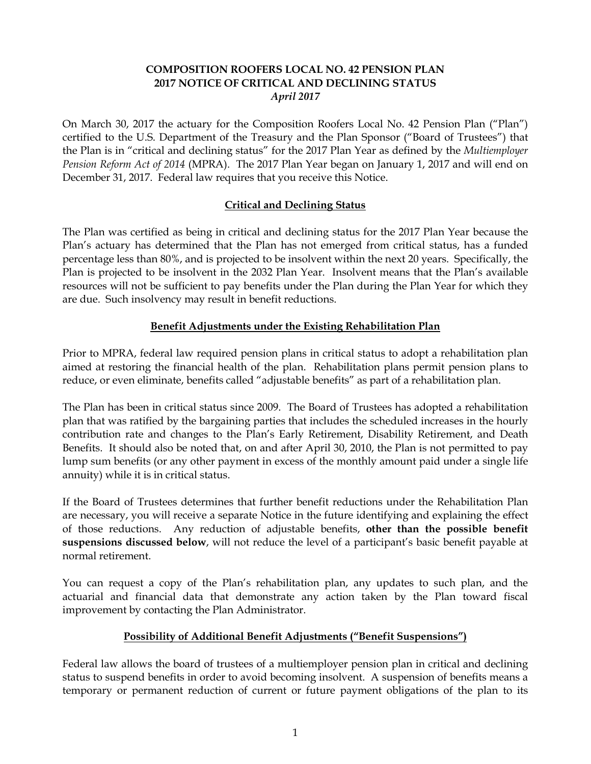# COMPOSITION ROOFERS LOCAL NO. 42 PENSION PLAN
# 2017 NOTICE OF CRITICAL AND DECLINING STATUS
*April 2017*

On March 30, 2017 the actuary for the Composition Roofers Local No. 42 Pension Plan ("Plan") certified to the U.S. Department of the Treasury and the Plan Sponsor ("Board of Trustees") that the Plan is in "critical and declining status" for the 2017 Plan Year as defined by the *Multiemployer Pension Reform Act of 2014* (MPRA). The 2017 Plan Year began on January 1, 2017 and will end on December 31, 2017. Federal law requires that you receive this Notice.

## Critical and Declining Status

The Plan was certified as being in critical and declining status for the 2017 Plan Year because the Plan's actuary has determined that the Plan has not emerged from critical status, has a funded percentage less than 80%, and is projected to be insolvent within the next 20 years. Specifically, the Plan is projected to be insolvent in the 2032 Plan Year. Insolvent means that the Plan's available resources will not be sufficient to pay benefits under the Plan during the Plan Year for which they are due. Such insolvency may result in benefit reductions.

## Benefit Adjustments under the Existing Rehabilitation Plan

Prior to MPRA, federal law required pension plans in critical status to adopt a rehabilitation plan aimed at restoring the financial health of the plan. Rehabilitation plans permit pension plans to reduce, or even eliminate, benefits called "adjustable benefits" as part of a rehabilitation plan.

The Plan has been in critical status since 2009. The Board of Trustees has adopted a rehabilitation plan that was ratified by the bargaining parties that includes the scheduled increases in the hourly contribution rate and changes to the Plan's Early Retirement, Disability Retirement, and Death Benefits. It should also be noted that, on and after April 30, 2010, the Plan is not permitted to pay lump sum benefits (or any other payment in excess of the monthly amount paid under a single life annuity) while it is in critical status.

If the Board of Trustees determines that further benefit reductions under the Rehabilitation Plan are necessary, you will receive a separate Notice in the future identifying and explaining the effect of those reductions. Any reduction of adjustable benefits, **other than the possible benefit suspensions discussed below**, will not reduce the level of a participant's basic benefit payable at normal retirement.

You can request a copy of the Plan's rehabilitation plan, any updates to such plan, and the actuarial and financial data that demonstrate any action taken by the Plan toward fiscal improvement by contacting the Plan Administrator.

## Possibility of Additional Benefit Adjustments ("Benefit Suspensions")

Federal law allows the board of trustees of a multiemployer pension plan in critical and declining status to suspend benefits in order to avoid becoming insolvent. A suspension of benefits means a temporary or permanent reduction of current or future payment obligations of the plan to its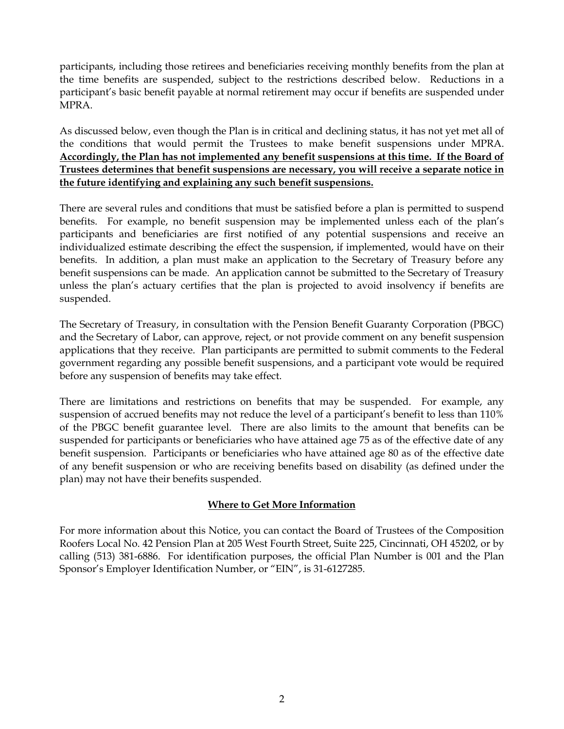participants, including those retirees and beneficiaries receiving monthly benefits from the plan at the time benefits are suspended, subject to the restrictions described below. Reductions in a participant's basic benefit payable at normal retirement may occur if benefits are suspended under MPRA.

As discussed below, even though the Plan is in critical and declining status, it has not yet met all of the conditions that would permit the Trustees to make benefit suspensions under MPRA. **Accordingly, the Plan has not implemented any benefit suspensions at this time. If the Board of Trustees determines that benefit suspensions are necessary, you will receive a separate notice in the future identifying and explaining any such benefit suspensions.**

There are several rules and conditions that must be satisfied before a plan is permitted to suspend benefits. For example, no benefit suspension may be implemented unless each of the plan's participants and beneficiaries are first notified of any potential suspensions and receive an individualized estimate describing the effect the suspension, if implemented, would have on their benefits. In addition, a plan must make an application to the Secretary of Treasury before any benefit suspensions can be made. An application cannot be submitted to the Secretary of Treasury unless the plan's actuary certifies that the plan is projected to avoid insolvency if benefits are suspended.

The Secretary of Treasury, in consultation with the Pension Benefit Guaranty Corporation (PBGC) and the Secretary of Labor, can approve, reject, or not provide comment on any benefit suspension applications that they receive. Plan participants are permitted to submit comments to the Federal government regarding any possible benefit suspensions, and a participant vote would be required before any suspension of benefits may take effect.

There are limitations and restrictions on benefits that may be suspended. For example, any suspension of accrued benefits may not reduce the level of a participant's benefit to less than 110% of the PBGC benefit guarantee level. There are also limits to the amount that benefits can be suspended for participants or beneficiaries who have attained age 75 as of the effective date of any benefit suspension. Participants or beneficiaries who have attained age 80 as of the effective date of any benefit suspension or who are receiving benefits based on disability (as defined under the plan) may not have their benefits suspended.

## Where to Get More Information

For more information about this Notice, you can contact the Board of Trustees of the Composition Roofers Local No. 42 Pension Plan at 205 West Fourth Street, Suite 225, Cincinnati, OH 45202, or by calling (513) 381-6886. For identification purposes, the official Plan Number is 001 and the Plan Sponsor's Employer Identification Number, or "EIN", is 31-6127285.